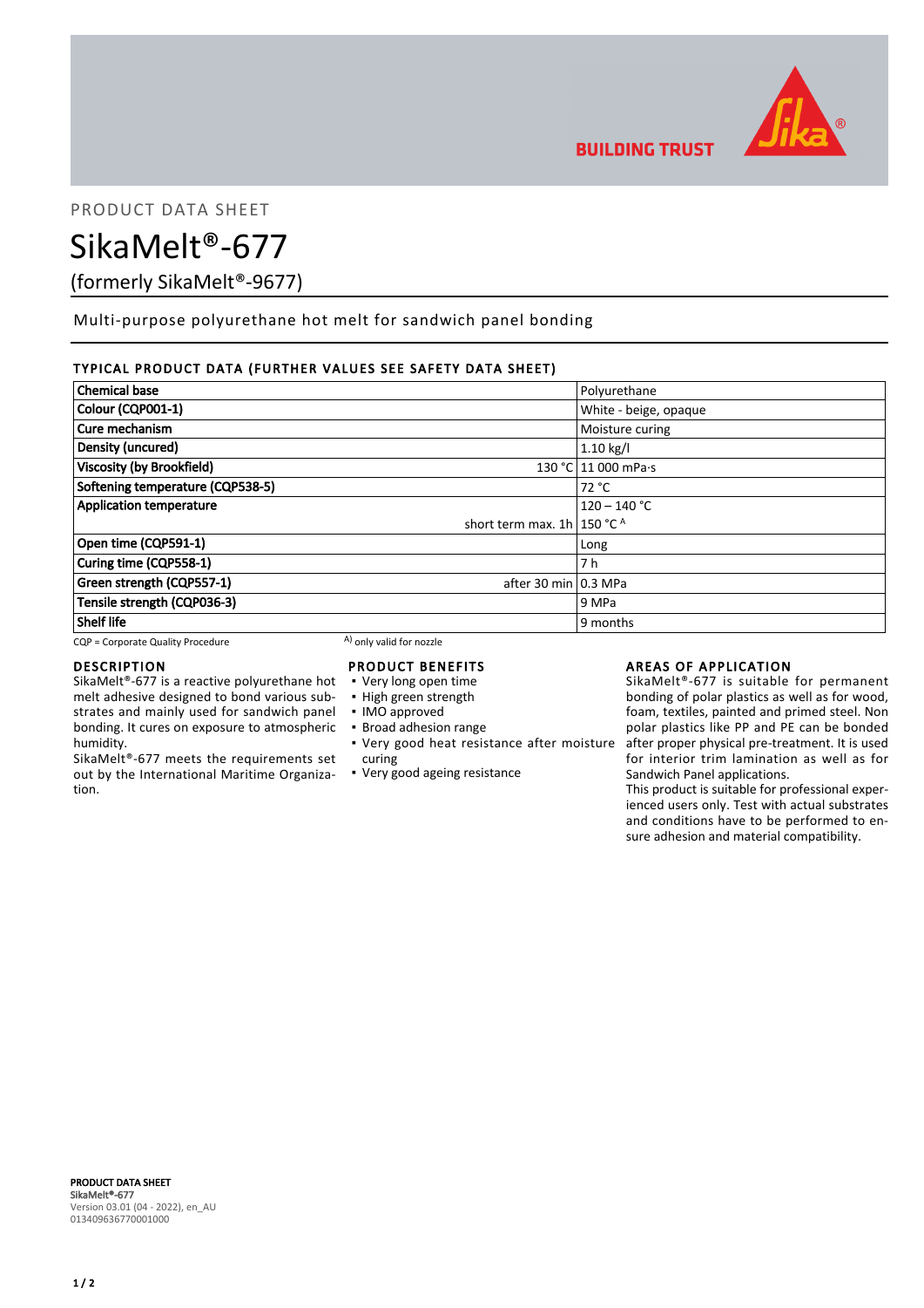PRODUCT DATA SHEET

# SikaMelt®-677

(formerly SikaMelt®-9677)

Multi-purpose polyurethane hot melt for sandwich panel bonding

## TYPICAL PRODUCT DATA (FURTHER VALUES SEE SAFETY DATA SHEET)

| | | |
|---|---|---|
| **Chemical base** | | Polyurethane |
| **Colour (CQP001-1)** | | White - beige, opaque |
| **Cure mechanism** | | Moisture curing |
| **Density (uncured)** | | 1.10 kg/l |
| **Viscosity (by Brookfield)** | 130 °C | 11 000 mPa·s |
| **Softening temperature (CQP538-5)** | | 72 °C |
| **Application temperature** | | 120 – 140 °C |
| | short term max. 1h | 150 °C [A] |
| **Open time (CQP591-1)** | | Long |
| **Curing time (CQP558-1)** | | 7 h |
| **Green strength (CQP557-1)** | after 30 min | 0.3 MPa |
| **Tensile strength (CQP036-3)** | | 9 MPa |
| **Shelf life** | | 9 months |

CQP = Corporate Quality Procedure

A) only valid for nozzle

## DESCRIPTION

SikaMelt®-677 is a reactive polyurethane hot melt adhesive designed to bond various substrates and mainly used for sandwich panel bonding. It cures on exposure to atmospheric humidity.

SikaMelt®-677 meets the requirements set out by the International Maritime Organization.

## PRODUCT BENEFITS

- Very long open time
- High green strength
- IMO approved
- Broad adhesion range
- Very good heat resistance after moisture curing
- Very good ageing resistance

## AREAS OF APPLICATION

SikaMelt®-677 is suitable for permanent bonding of polar plastics as well as for wood, foam, textiles, painted and primed steel. Non polar plastics like PP and PE can be bonded after proper physical pre-treatment. It is used for interior trim lamination as well as for Sandwich Panel applications.

This product is suitable for professional experienced users only. Test with actual substrates and conditions have to be performed to ensure adhesion and material compatibility.

**PRODUCT DATA SHEET**
**SikaMelt®-677**
Version 03.01 (04 - 2022), en_AU
013409636770001000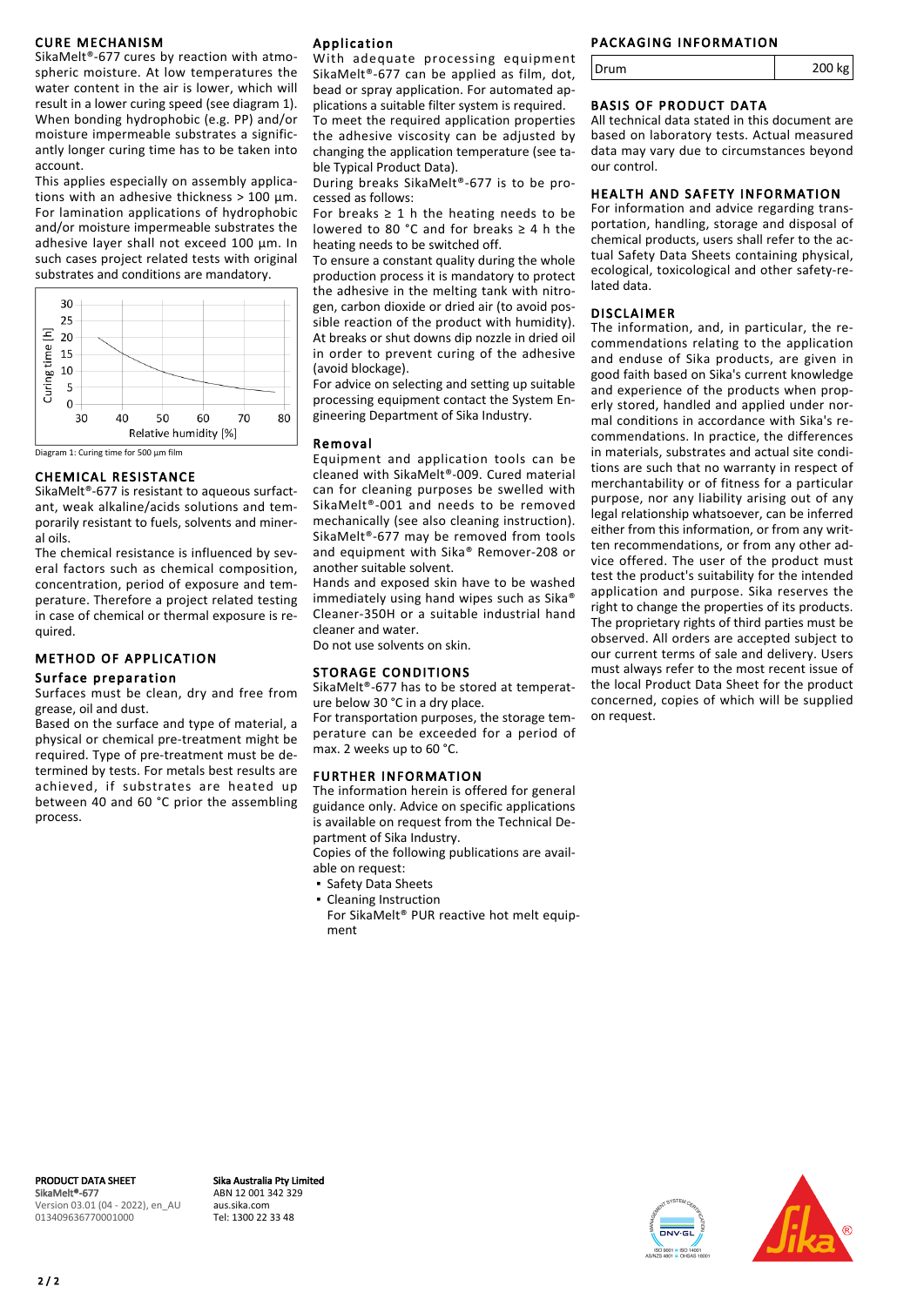## CURE MECHANISM

SikaMelt®-677 cures by reaction with atmospheric moisture. At low temperatures the water content in the air is lower, which will result in a lower curing speed (see diagram 1). When bonding hydrophobic (e.g. PP) and/or moisture impermeable substrates a significantly longer curing time has to be taken into account.

This applies especially on assembly applications with an adhesive thickness > 100 µm. For lamination applications of hydrophobic and/or moisture impermeable substrates the adhesive layer shall not exceed 100 µm. In such cases project related tests with original substrates and conditions are mandatory.

Curing time [h]
30
25
20
15
10
5
0
30 40 50 60 70 80
Relative humidity [%]

Diagram 1: Curing time for 500 µm film

## CHEMICAL RESISTANCE

SikaMelt®-677 is resistant to aqueous surfactant, weak alkaline/acids solutions and temporarily resistant to fuels, solvents and mineral oils.

The chemical resistance is influenced by several factors such as chemical composition, concentration, period of exposure and temperature. Therefore a project related testing in case of chemical or thermal exposure is required.

## METHOD OF APPLICATION

### Surface preparation

Surfaces must be clean, dry and free from grease, oil and dust.

Based on the surface and type of material, a physical or chemical pre-treatment might be required. Type of pre-treatment must be determined by tests. For metals best results are achieved, if substrates are heated up between 40 and 60 °C prior the assembling process.

### Application

With adequate processing equipment SikaMelt®-677 can be applied as film, dot, bead or spray application. For automated applications a suitable filter system is required.

To meet the required application properties the adhesive viscosity can be adjusted by changing the application temperature (see table Typical Product Data).

During breaks SikaMelt®-677 is to be processed as follows:

For breaks ≥ 1 h the heating needs to be lowered to 80 °C and for breaks ≥ 4 h the heating needs to be switched off.

To ensure a constant quality during the whole production process it is mandatory to protect the adhesive in the melting tank with nitrogen, carbon dioxide or dried air (to avoid possible reaction of the product with humidity). At breaks or shut downs dip nozzle in dried oil in order to prevent curing of the adhesive (avoid blockage).

For advice on selecting and setting up suitable processing equipment contact the System Engineering Department of Sika Industry.

### Removal

Equipment and application tools can be cleaned with SikaMelt®-009. Cured material can for cleaning purposes be swelled with SikaMelt®-001 and needs to be removed mechanically (see also cleaning instruction). SikaMelt®-677 may be removed from tools and equipment with Sika® Remover-208 or another suitable solvent.

Hands and exposed skin have to be washed immediately using hand wipes such as Sika® Cleaner-350H or a suitable industrial hand cleaner and water.

Do not use solvents on skin.

## STORAGE CONDITIONS

SikaMelt®-677 has to be stored at temperature below 30 °C in a dry place.

For transportation purposes, the storage temperature can be exceeded for a period of max. 2 weeks up to 60 °C.

## FURTHER INFORMATION

The information herein is offered for general guidance only. Advice on specific applications is available on request from the Technical Department of Sika Industry.

Copies of the following publications are available on request:

- Safety Data Sheets
- Cleaning Instruction
  For SikaMelt® PUR reactive hot melt equipment

## PACKAGING INFORMATION

| | |
|---|---|
| Drum | 200 kg |

## BASIS OF PRODUCT DATA

All technical data stated in this document are based on laboratory tests. Actual measured data may vary due to circumstances beyond our control.

## HEALTH AND SAFETY INFORMATION

For information and advice regarding transportation, handling, storage and disposal of chemical products, users shall refer to the actual Safety Data Sheets containing physical, ecological, toxicological and other safety-related data.

## DISCLAIMER

The information, and, in particular, the recommendations relating to the application and enduse of Sika products, are given in good faith based on Sika's current knowledge and experience of the products when properly stored, handled and applied under normal conditions in accordance with Sika's recommendations. In practice, the differences in materials, substrates and actual site conditions are such that no warranty in respect of merchantability or of fitness for a particular purpose, nor any liability arising out of any legal relationship whatsoever, can be inferred either from this information, or from any written recommendations, or from any other advice offered. The user of the product must test the product's suitability for the intended application and purpose. Sika reserves the right to change the properties of its products. The proprietary rights of third parties must be observed. All orders are accepted subject to our current terms of sale and delivery. Users must always refer to the most recent issue of the local Product Data Sheet for the product concerned, copies of which will be supplied on request.

**PRODUCT DATA SHEET**
**SikaMelt®-677**
Version 03.01 (04 - 2022), en_AU
013409636770001000

**Sika Australia Pty Limited**
ABN 12 001 342 329
aus.sika.com
Tel: 1300 22 33 48